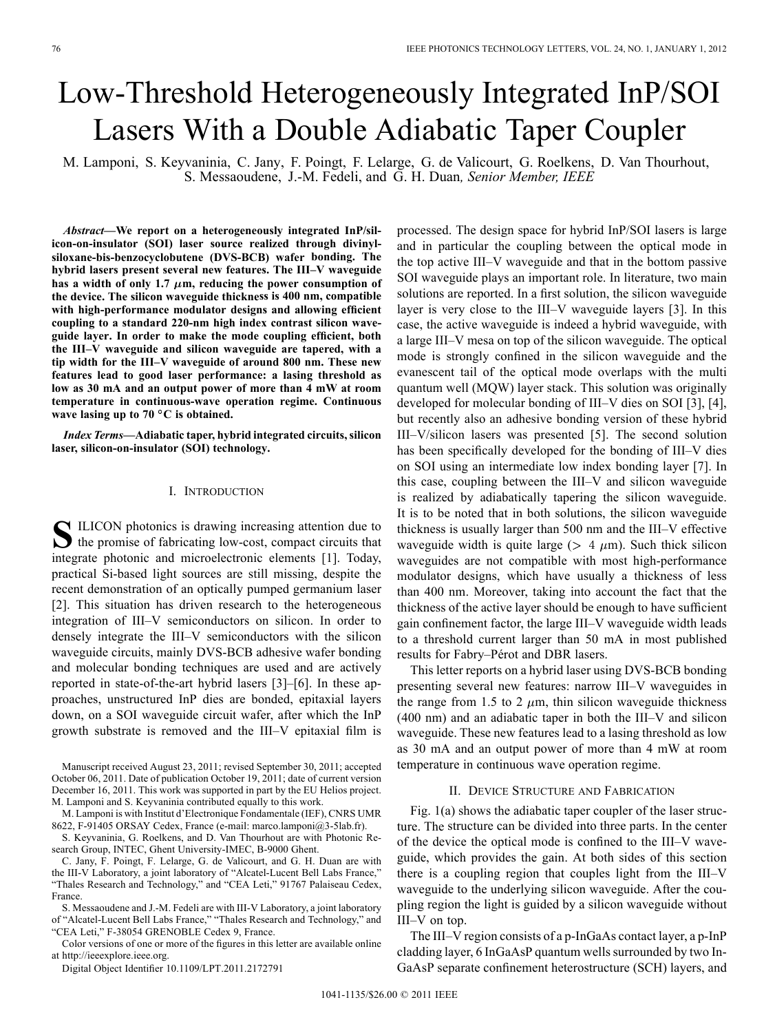# Low-Threshold Heterogeneously Integrated InP/SOI Lasers With a Double Adiabatic Taper Coupler

M. Lamponi, S. Keyvaninia, C. Jany, F. Poingt, F. Lelarge, G. de Valicourt, G. Roelkens, D. Van Thourhout, S. Messaoudene, J.-M. Fedeli, and G. H. Duan, *Senior Member, IEEE*

***Abstract*—We report on a heterogeneously integrated InP/silicon-on-insulator (SOI) laser source realized through divinylsiloxane-bis-benzocyclobutene (DVS-BCB) wafer bonding. The hybrid lasers present several new features. The III–V waveguide has a width of only 1.7 $\mu$m, reducing the power consumption of the device. The silicon waveguide thickness is 400 nm, compatible with high-performance modulator designs and allowing efficient coupling to a standard 220-nm high index contrast silicon waveguide layer. In order to make the mode coupling efficient, both the III–V waveguide and silicon waveguide are tapered, with a tip width for the III–V waveguide of around 800 nm. These new features lead to good laser performance: a lasing threshold as low as 30 mA and an output power of more than 4 mW at room temperature in continuous-wave operation regime. Continuous wave lasing up to 70 °C is obtained.**

***Index Terms*—Adiabatic taper, hybrid integrated circuits, silicon laser, silicon-on-insulator (SOI) technology.**

## I. Introduction

SILICON photonics is drawing increasing attention due to the promise of fabricating low-cost, compact circuits that integrate photonic and microelectronic elements [1]. Today, practical Si-based light sources are still missing, despite the recent demonstration of an optically pumped germanium laser [2]. This situation has driven research to the heterogeneous integration of III–V semiconductors on silicon. In order to densely integrate the III–V semiconductors with the silicon waveguide circuits, mainly DVS-BCB adhesive wafer bonding and molecular bonding techniques are used and are actively reported in state-of-the-art hybrid lasers [3]–[6]. In these approaches, unstructured InP dies are bonded, epitaxial layers down, on a SOI waveguide circuit wafer, after which the InP growth substrate is removed and the III–V epitaxial film is processed. The design space for hybrid InP/SOI lasers is large and in particular the coupling between the optical mode in the top active III–V waveguide and that in the bottom passive SOI waveguide plays an important role. In literature, two main solutions are reported. In a first solution, the silicon waveguide layer is very close to the III–V waveguide layers [3]. In this case, the active waveguide is indeed a hybrid waveguide, with a large III–V mesa on top of the silicon waveguide. The optical mode is strongly confined in the silicon waveguide and the evanescent tail of the optical mode overlaps with the multi quantum well (MQW) layer stack. This solution was originally developed for molecular bonding of III–V dies on SOI [3], [4], but recently also an adhesive bonding version of these hybrid III–V/silicon lasers was presented [5]. The second solution has been specifically developed for the bonding of III–V dies on SOI using an intermediate low index bonding layer [7]. In this case, coupling between the III–V and silicon waveguide is realized by adiabatically tapering the silicon waveguide. It is to be noted that in both solutions, the silicon waveguide thickness is usually larger than 500 nm and the III–V effective waveguide width is quite large (> 4 $\mu$m). Such thick silicon waveguides are not compatible with most high-performance modulator designs, which have usually a thickness of less than 400 nm. Moreover, taking into account the fact that the thickness of the active layer should be enough to have sufficient gain confinement factor, the large III–V waveguide width leads to a threshold current larger than 50 mA in most published results for Fabry–Pérot and DBR lasers.

This letter reports on a hybrid laser using DVS-BCB bonding presenting several new features: narrow III–V waveguides in the range from 1.5 to 2 $\mu$m, thin silicon waveguide thickness (400 nm) and an adiabatic taper in both the III–V and silicon waveguide. These new features lead to a lasing threshold as low as 30 mA and an output power of more than 4 mW at room temperature in continuous wave operation regime.

## II. Device Structure and Fabrication

Fig. 1(a) shows the adiabatic taper coupler of the laser structure. The structure can be divided into three parts. In the center of the device the optical mode is confined to the III–V waveguide, which provides the gain. At both sides of this section there is a coupling region that couples light from the III–V waveguide to the underlying silicon waveguide. After the coupling region the light is guided by a silicon waveguide without III–V on top.

The III–V region consists of a p-InGaAs contact layer, a p-InP cladding layer, 6 InGaAsP quantum wells surrounded by two InGaAsP separate confinement heterostructure (SCH) layers, and

Manuscript received August 23, 2011; revised September 30, 2011; accepted October 06, 2011. Date of publication October 19, 2011; date of current version December 16, 2011. This work was supported in part by the EU Helios project. M. Lamponi and S. Keyvaninia contributed equally to this work.

M. Lamponi is with Institut d'Electronique Fondamentale (IEF), CNRS UMR 8622, F-91405 ORSAY Cedex, France (e-mail: marco.lamponi@3-5lab.fr).

S. Keyvaninia, G. Roelkens, and D. Van Thourhout are with Photonic Research Group, INTEC, Ghent University-IMEC, B-9000 Ghent.

C. Jany, F. Poingt, F. Lelarge, G. de Valicourt, and G. H. Duan are with the III-V Laboratory, a joint laboratory of "Alcatel-Lucent Bell Labs France," "Thales Research and Technology," and "CEA Leti," 91767 Palaiseau Cedex, France.

S. Messaoudene and J.-M. Fedeli are with III-V Laboratory, a joint laboratory of "Alcatel-Lucent Bell Labs France," "Thales Research and Technology," and "CEA Leti," F-38054 GRENOBLE Cedex 9, France.

Color versions of one or more of the figures in this letter are available online at http://ieeexplore.ieee.org.

Digital Object Identifier 10.1109/LPT.2011.2172791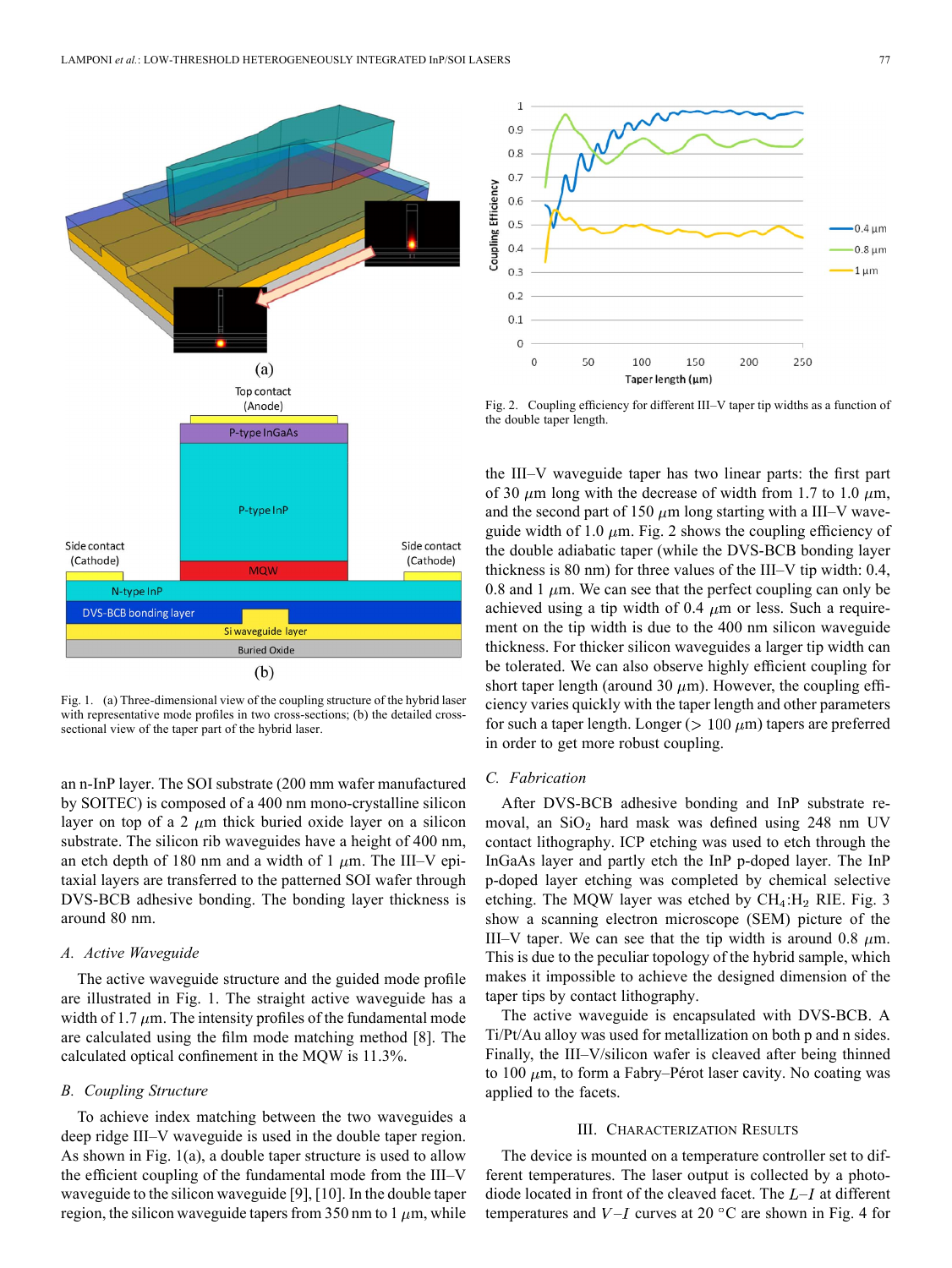Fig. 1. (a) Three-dimensional view of the coupling structure of the hybrid laser with representative mode profiles in two cross-sections; (b) the detailed cross-sectional view of the taper part of the hybrid laser.

an n-InP layer. The SOI substrate (200 mm wafer manufactured by SOITEC) is composed of a 400 nm mono-crystalline silicon layer on top of a 2 $\mu$m thick buried oxide layer on a silicon substrate. The silicon rib waveguides have a height of 400 nm, an etch depth of 180 nm and a width of 1 $\mu$m. The III–V epitaxial layers are transferred to the patterned SOI wafer through DVS-BCB adhesive bonding. The bonding layer thickness is around 80 nm.

### A. Active Waveguide

The active waveguide structure and the guided mode profile are illustrated in Fig. 1. The straight active waveguide has a width of 1.7 $\mu$m. The intensity profiles of the fundamental mode are calculated using the film mode matching method [8]. The calculated optical confinement in the MQW is 11.3%.

### B. Coupling Structure

To achieve index matching between the two waveguides a deep ridge III–V waveguide is used in the double taper region. As shown in Fig. 1(a), a double taper structure is used to allow the efficient coupling of the fundamental mode from the III–V waveguide to the silicon waveguide [9], [10]. In the double taper region, the silicon waveguide tapers from 350 nm to 1 $\mu$m, while the III–V waveguide taper has two linear parts: the first part of 30 $\mu$m long with the decrease of width from 1.7 to 1.0 $\mu$m, and the second part of 150 $\mu$m long starting with a III–V waveguide width of 1.0 $\mu$m. Fig. 2 shows the coupling efficiency of the double adiabatic taper (while the DVS-BCB bonding layer thickness is 80 nm) for three values of the III–V tip width: 0.4, 0.8 and 1 $\mu$m. We can see that the perfect coupling can only be achieved using a tip width of 0.4 $\mu$m or less. Such a requirement on the tip width is due to the 400 nm silicon waveguide thickness. For thicker silicon waveguides a larger tip width can be tolerated. We can also observe highly efficient coupling for short taper length (around 30 $\mu$m). However, the coupling efficiency varies quickly with the taper length and other parameters for such a taper length. Longer ($> 100$ $\mu$m) tapers are preferred in order to get more robust coupling.

Fig. 2. Coupling efficiency for different III–V taper tip widths as a function of the double taper length.

### C. Fabrication

After DVS-BCB adhesive bonding and InP substrate removal, an $SiO_2$ hard mask was defined using 248 nm UV contact lithography. ICP etching was used to etch through the InGaAs layer and partly etch the InP p-doped layer. The InP p-doped layer etching was completed by chemical selective etching. The MQW layer was etched by $CH_4$:$H_2$ RIE. Fig. 3 show a scanning electron microscope (SEM) picture of the III–V taper. We can see that the tip width is around 0.8 $\mu$m. This is due to the peculiar topology of the hybrid sample, which makes it impossible to achieve the designed dimension of the taper tips by contact lithography.

The active waveguide is encapsulated with DVS-BCB. A Ti/Pt/Au alloy was used for metallization on both p and n sides. Finally, the III–V/silicon wafer is cleaved after being thinned to 100 $\mu$m, to form a Fabry–Pérot laser cavity. No coating was applied to the facets.

## III. Characterization Results

The device is mounted on a temperature controller set to different temperatures. The laser output is collected by a photodiode located in front of the cleaved facet. The $L$–$I$ at different temperatures and $V$–$I$ curves at 20 °C are shown in Fig. 4 for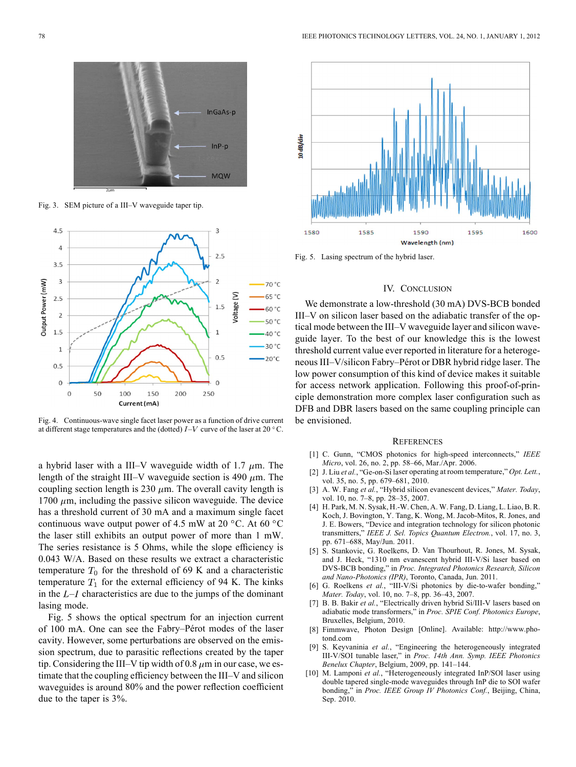InGaAs-p
InP-p
MQW
2um

Fig. 3. SEM picture of a III–V waveguide taper tip.

Output Power (mW)
Voltage (V)
Current (mA)
70 °C
65 °C
60 °C
50 °C
40 °C
30 °C
20 °C

Fig. 4. Continuous-wave single facet laser power as a function of drive current at different stage temperatures and the (dotted) $I$–$V$ curve of the laser at 20 °C.

a hybrid laser with a III–V waveguide width of 1.7 $\mu$m. The length of the straight III–V waveguide section is 490 $\mu$m. The coupling section length is 230 $\mu$m. The overall cavity length is 1700 $\mu$m, including the passive silicon waveguide. The device has a threshold current of 30 mA and a maximum single facet continuous wave output power of 4.5 mW at 20 °C. At 60 °C the laser still exhibits an output power of more than 1 mW. The series resistance is 5 Ohms, while the slope efficiency is 0.043 W/A. Based on these results we extract a characteristic temperature $T_0$ for the threshold of 69 K and a characteristic temperature $T_1$ for the external efficiency of 94 K. The kinks in the $L$–$I$ characteristics are due to the jumps of the dominant lasing mode.

Fig. 5 shows the optical spectrum for an injection current of 100 mA. One can see the Fabry–Pérot modes of the laser cavity. However, some perturbations are observed on the emission spectrum, due to parasitic reflections created by the taper tip. Considering the III–V tip width of 0.8 $\mu$m in our case, we estimate that the coupling efficiency between the III–V and silicon waveguides is around 80% and the power reflection coefficient due to the taper is 3%.

10 dB/div
Wavelength (nm)

Fig. 5. Lasing spectrum of the hybrid laser.

## IV. Conclusion

We demonstrate a low-threshold (30 mA) DVS-BCB bonded III–V on silicon laser based on the adiabatic transfer of the optical mode between the III–V waveguide layer and silicon waveguide layer. To the best of our knowledge this is the lowest threshold current value ever reported in literature for a heterogeneous III–V/silicon Fabry–Pérot or DBR hybrid ridge laser. The low power consumption of this kind of device makes it suitable for access network application. Following this proof-of-principle demonstration more complex laser configuration such as DFB and DBR lasers based on the same coupling principle can be envisioned.

## References

[1] C. Gunn, "CMOS photonics for high-speed interconnects," *IEEE Micro*, vol. 26, no. 2, pp. 58–66, Mar./Apr. 2006.

[2] J. Liu *et al.*, "Ge-on-Si laser operating at room temperature," *Opt. Lett.*, vol. 35, no. 5, pp. 679–681, 2010.

[3] A. W. Fang *et al.*, "Hybrid silicon evanescent devices," *Mater. Today*, vol. 10, no. 7–8, pp. 28–35, 2007.

[4] H. Park, M. N. Sysak, H.-W. Chen, A. W. Fang, D. Liang, L. Liao, B. R. Koch, J. Bovington, Y. Tang, K. Wong, M. Jacob-Mitos, R. Jones, and J. E. Bowers, "Device and integration technology for silicon photonic transmitters," *IEEE J. Sel. Topics Quantum Electron.*, vol. 17, no. 3, pp. 671–688, May/Jun. 2011.

[5] S. Stankovic, G. Roelkens, D. Van Thourhout, R. Jones, M. Sysak, and J. Heck, "1310 nm evanescent hybrid III-V/Si laser based on DVS-BCB bonding," in *Proc. Integrated Photonics Research, Silicon and Nano-Photonics (IPR)*, Toronto, Canada, Jun. 2011.

[6] G. Roelkens *et al.*, "III-V/Si photonics by die-to-wafer bonding," *Mater. Today*, vol. 10, no. 7–8, pp. 36–43, 2007.

[7] B. B. Bakir *et al.*, "Electrically driven hybrid Si/III-V lasers based on adiabatic mode transformers," in *Proc. SPIE Conf. Photonics Europe*, Bruxelles, Belgium, 2010.

[8] Fimmwave, Photon Design [Online]. Available: http://www.photond.com

[9] S. Keyvaninia *et al.*, "Engineering the heterogeneously integrated III-V/SOI tunable laser," in *Proc. 14th Ann. Symp. IEEE Photonics Benelux Chapter*, Belgium, 2009, pp. 141–144.

[10] M. Lamponi *et al.*, "Heterogeneously integrated InP/SOI laser using double tapered single-mode waveguides through InP die to SOI wafer bonding," in *Proc. IEEE Group IV Photonics Conf.*, Beijing, China, Sep. 2010.